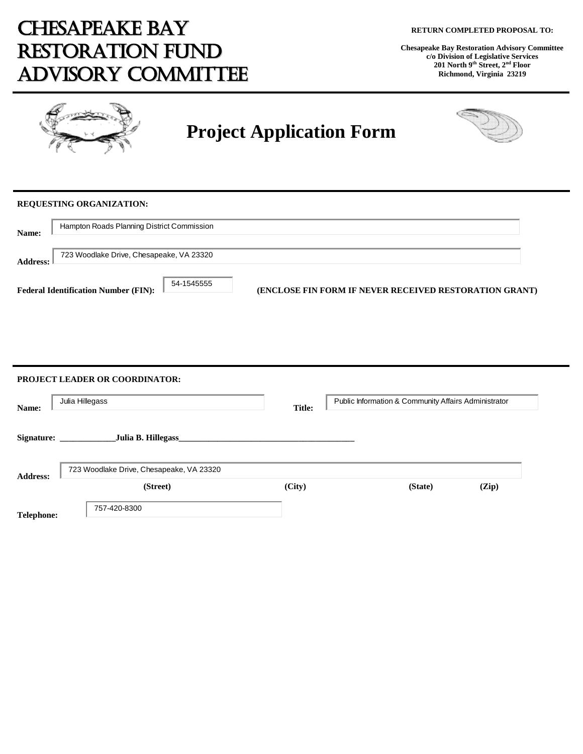# Chesapeake Bay Restoration Fund Advisory Committee

**RETURN COMPLETED PROPOSAL TO:**

**Chesapeake Bay Restoration Advisory Committee**
**c/o Division of Legislative Services**
**201 North 9th Street, 2nd Floor**
**Richmond, Virginia 23219**

## Project Application Form

**REQUESTING ORGANIZATION:**

**Name:** Hampton Roads Planning District Commission

**Address:** 723 Woodlake Drive, Chesapeake, VA 23320

**Federal Identification Number (FIN):** 54-1545555 **(ENCLOSE FIN FORM IF NEVER RECEIVED RESTORATION GRANT)**

**PROJECT LEADER OR COORDINATOR:**

**Name:** Julia Hillegass **Title:** Public Information & Community Affairs Administrator

**Signature:** _____________Julia B. Hillegass________________________________________

**Address:** 723 Woodlake Drive, Chesapeake, VA 23320
**(Street) (City) (State) (Zip)**

**Telephone:** 757-420-8300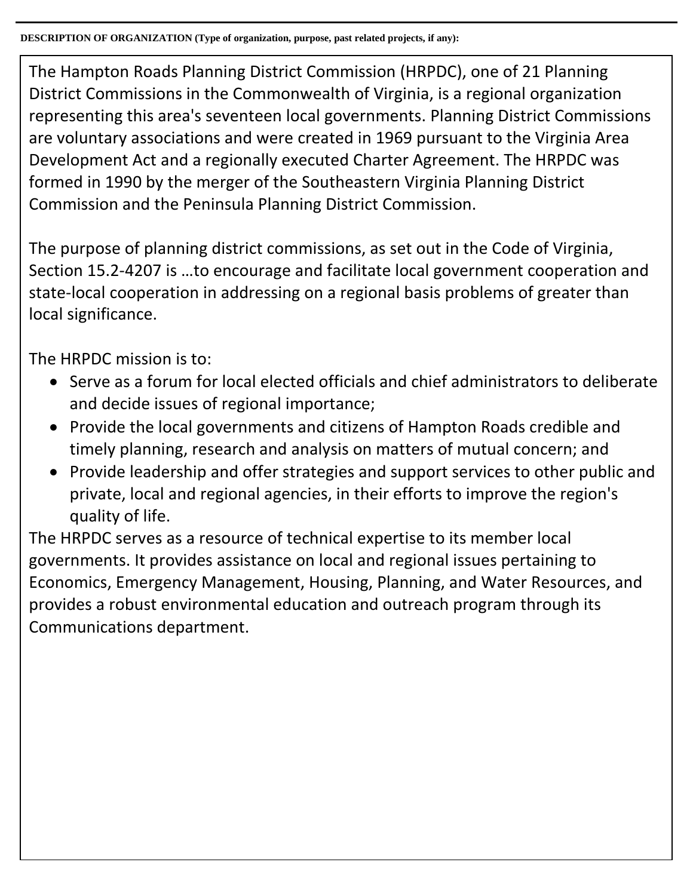**DESCRIPTION OF ORGANIZATION (Type of organization, purpose, past related projects, if any):**

The Hampton Roads Planning District Commission (HRPDC), one of 21 Planning District Commissions in the Commonwealth of Virginia, is a regional organization representing this area's seventeen local governments. Planning District Commissions are voluntary associations and were created in 1969 pursuant to the Virginia Area Development Act and a regionally executed Charter Agreement. The HRPDC was formed in 1990 by the merger of the Southeastern Virginia Planning District Commission and the Peninsula Planning District Commission.

The purpose of planning district commissions, as set out in the Code of Virginia, Section 15.2-4207 is …to encourage and facilitate local government cooperation and state-local cooperation in addressing on a regional basis problems of greater than local significance.

The HRPDC mission is to:

- Serve as a forum for local elected officials and chief administrators to deliberate and decide issues of regional importance;
- Provide the local governments and citizens of Hampton Roads credible and timely planning, research and analysis on matters of mutual concern; and
- Provide leadership and offer strategies and support services to other public and private, local and regional agencies, in their efforts to improve the region's quality of life.

The HRPDC serves as a resource of technical expertise to its member local governments. It provides assistance on local and regional issues pertaining to Economics, Emergency Management, Housing, Planning, and Water Resources, and provides a robust environmental education and outreach program through its Communications department.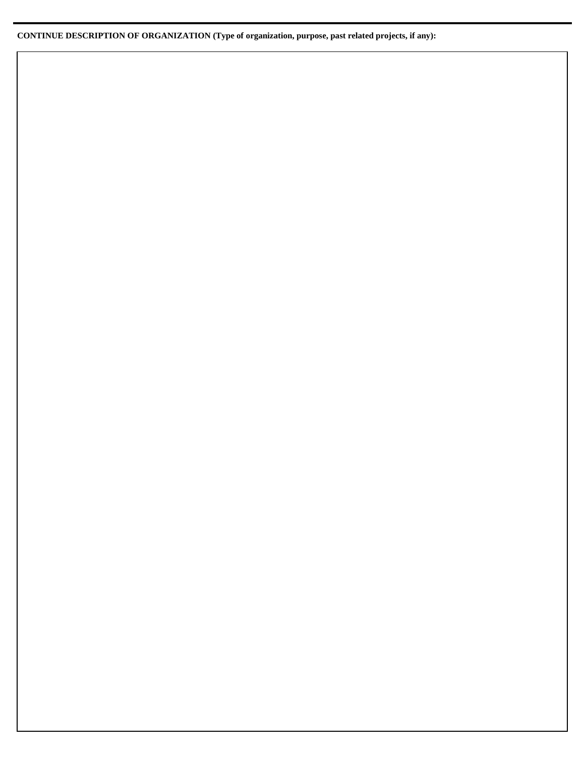**CONTINUE DESCRIPTION OF ORGANIZATION (Type of organization, purpose, past related projects, if any):**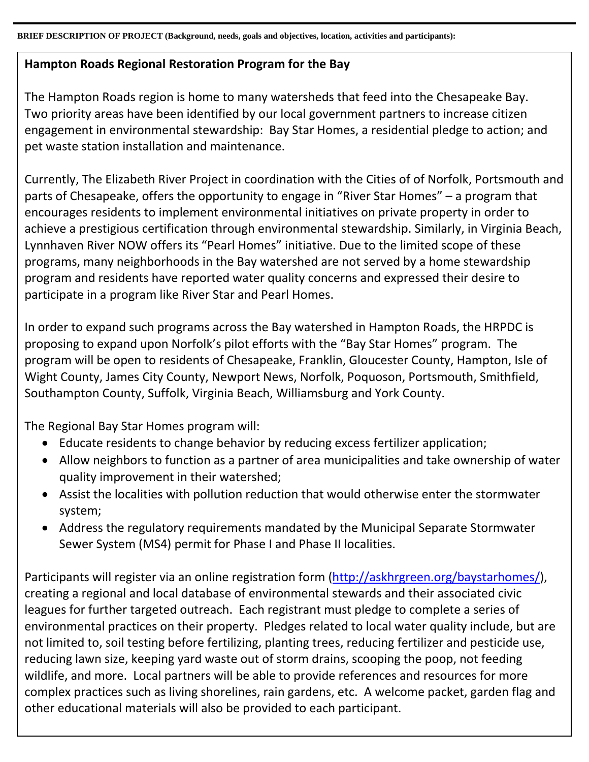**BRIEF DESCRIPTION OF PROJECT (Background, needs, goals and objectives, location, activities and participants):**

**Hampton Roads Regional Restoration Program for the Bay**

The Hampton Roads region is home to many watersheds that feed into the Chesapeake Bay. Two priority areas have been identified by our local government partners to increase citizen engagement in environmental stewardship: Bay Star Homes, a residential pledge to action; and pet waste station installation and maintenance.

Currently, The Elizabeth River Project in coordination with the Cities of of Norfolk, Portsmouth and parts of Chesapeake, offers the opportunity to engage in "River Star Homes" – a program that encourages residents to implement environmental initiatives on private property in order to achieve a prestigious certification through environmental stewardship. Similarly, in Virginia Beach, Lynnhaven River NOW offers its "Pearl Homes" initiative. Due to the limited scope of these programs, many neighborhoods in the Bay watershed are not served by a home stewardship program and residents have reported water quality concerns and expressed their desire to participate in a program like River Star and Pearl Homes.

In order to expand such programs across the Bay watershed in Hampton Roads, the HRPDC is proposing to expand upon Norfolk's pilot efforts with the "Bay Star Homes" program. The program will be open to residents of Chesapeake, Franklin, Gloucester County, Hampton, Isle of Wight County, James City County, Newport News, Norfolk, Poquoson, Portsmouth, Smithfield, Southampton County, Suffolk, Virginia Beach, Williamsburg and York County.

The Regional Bay Star Homes program will:

- Educate residents to change behavior by reducing excess fertilizer application;
- Allow neighbors to function as a partner of area municipalities and take ownership of water quality improvement in their watershed;
- Assist the localities with pollution reduction that would otherwise enter the stormwater system;
- Address the regulatory requirements mandated by the Municipal Separate Stormwater Sewer System (MS4) permit for Phase I and Phase II localities.

Participants will register via an online registration form (http://askhrgreen.org/baystarhomes/), creating a regional and local database of environmental stewards and their associated civic leagues for further targeted outreach. Each registrant must pledge to complete a series of environmental practices on their property. Pledges related to local water quality include, but are not limited to, soil testing before fertilizing, planting trees, reducing fertilizer and pesticide use, reducing lawn size, keeping yard waste out of storm drains, scooping the poop, not feeding wildlife, and more. Local partners will be able to provide references and resources for more complex practices such as living shorelines, rain gardens, etc. A welcome packet, garden flag and other educational materials will also be provided to each participant.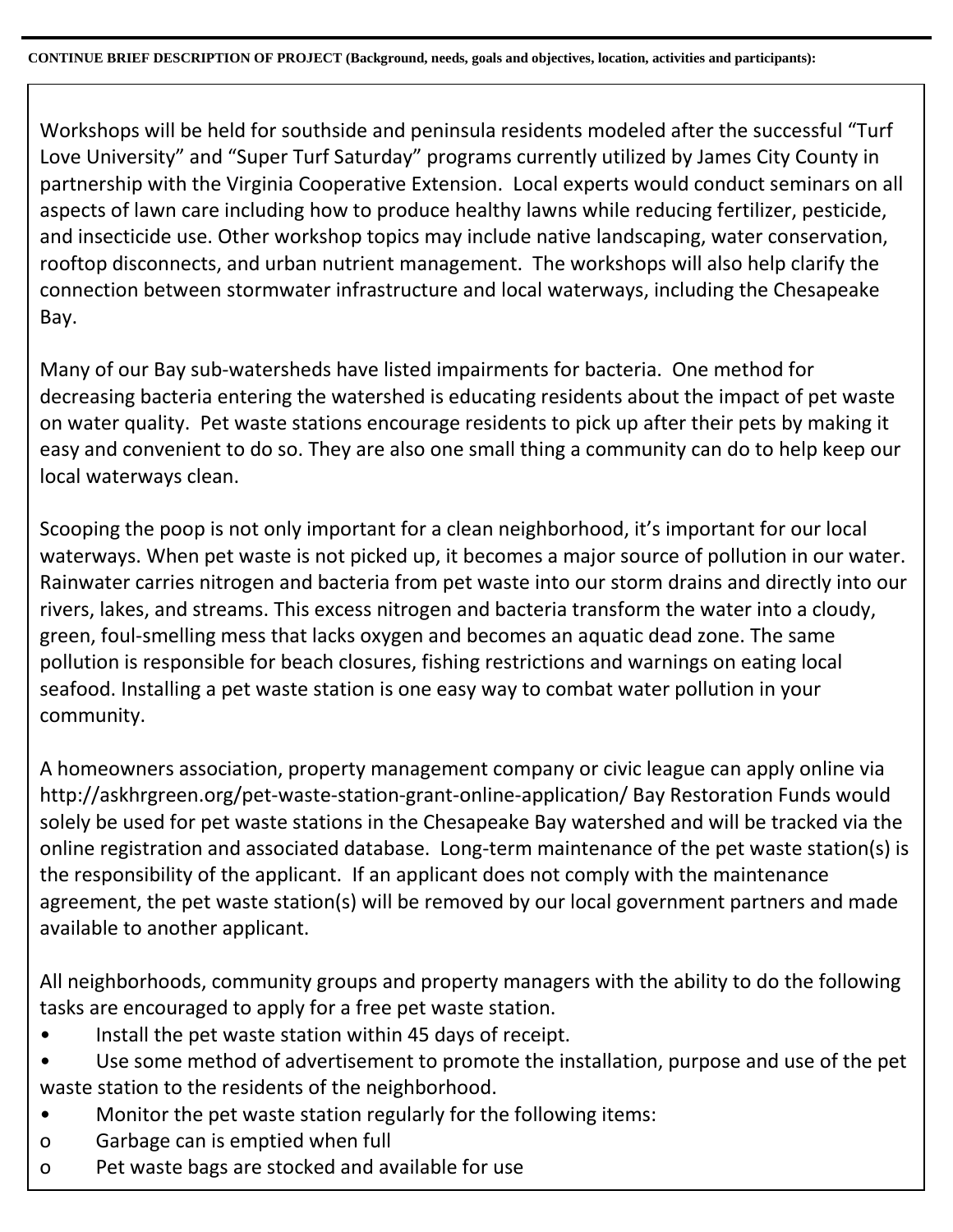**CONTINUE BRIEF DESCRIPTION OF PROJECT (Background, needs, goals and objectives, location, activities and participants):**

Workshops will be held for southside and peninsula residents modeled after the successful "Turf Love University" and "Super Turf Saturday" programs currently utilized by James City County in partnership with the Virginia Cooperative Extension. Local experts would conduct seminars on all aspects of lawn care including how to produce healthy lawns while reducing fertilizer, pesticide, and insecticide use. Other workshop topics may include native landscaping, water conservation, rooftop disconnects, and urban nutrient management. The workshops will also help clarify the connection between stormwater infrastructure and local waterways, including the Chesapeake Bay.

Many of our Bay sub-watersheds have listed impairments for bacteria. One method for decreasing bacteria entering the watershed is educating residents about the impact of pet waste on water quality. Pet waste stations encourage residents to pick up after their pets by making it easy and convenient to do so. They are also one small thing a community can do to help keep our local waterways clean.

Scooping the poop is not only important for a clean neighborhood, it's important for our local waterways. When pet waste is not picked up, it becomes a major source of pollution in our water. Rainwater carries nitrogen and bacteria from pet waste into our storm drains and directly into our rivers, lakes, and streams. This excess nitrogen and bacteria transform the water into a cloudy, green, foul-smelling mess that lacks oxygen and becomes an aquatic dead zone. The same pollution is responsible for beach closures, fishing restrictions and warnings on eating local seafood. Installing a pet waste station is one easy way to combat water pollution in your community.

A homeowners association, property management company or civic league can apply online via http://askhrgreen.org/pet-waste-station-grant-online-application/ Bay Restoration Funds would solely be used for pet waste stations in the Chesapeake Bay watershed and will be tracked via the online registration and associated database. Long-term maintenance of the pet waste station(s) is the responsibility of the applicant. If an applicant does not comply with the maintenance agreement, the pet waste station(s) will be removed by our local government partners and made available to another applicant.

All neighborhoods, community groups and property managers with the ability to do the following tasks are encouraged to apply for a free pet waste station.

- Install the pet waste station within 45 days of receipt.
- Use some method of advertisement to promote the installation, purpose and use of the pet waste station to the residents of the neighborhood.
- Monitor the pet waste station regularly for the following items:
  - Garbage can is emptied when full
  - Pet waste bags are stocked and available for use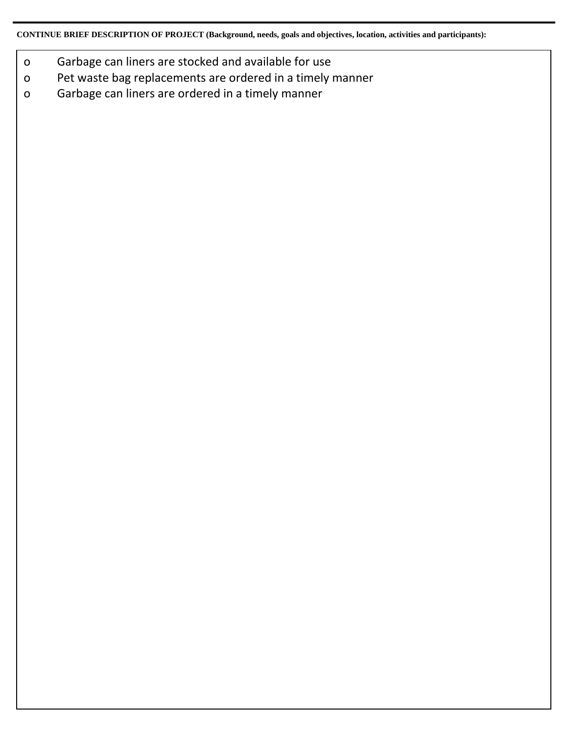**CONTINUE BRIEF DESCRIPTION OF PROJECT (Background, needs, goals and objectives, location, activities and participants):**

- Garbage can liners are stocked and available for use
- Pet waste bag replacements are ordered in a timely manner
- Garbage can liners are ordered in a timely manner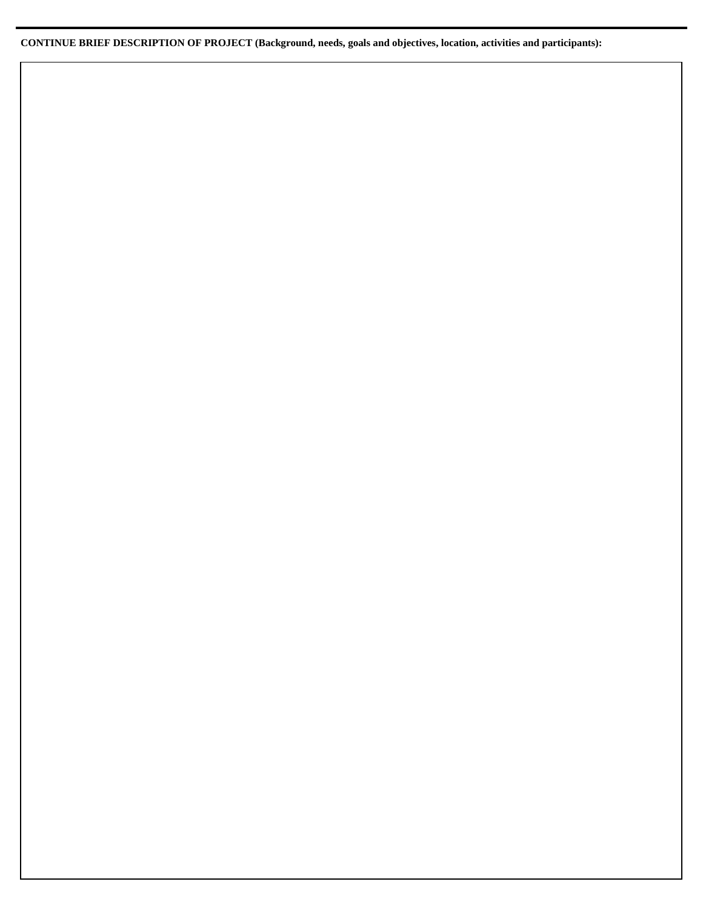**CONTINUE BRIEF DESCRIPTION OF PROJECT (Background, needs, goals and objectives, location, activities and participants):**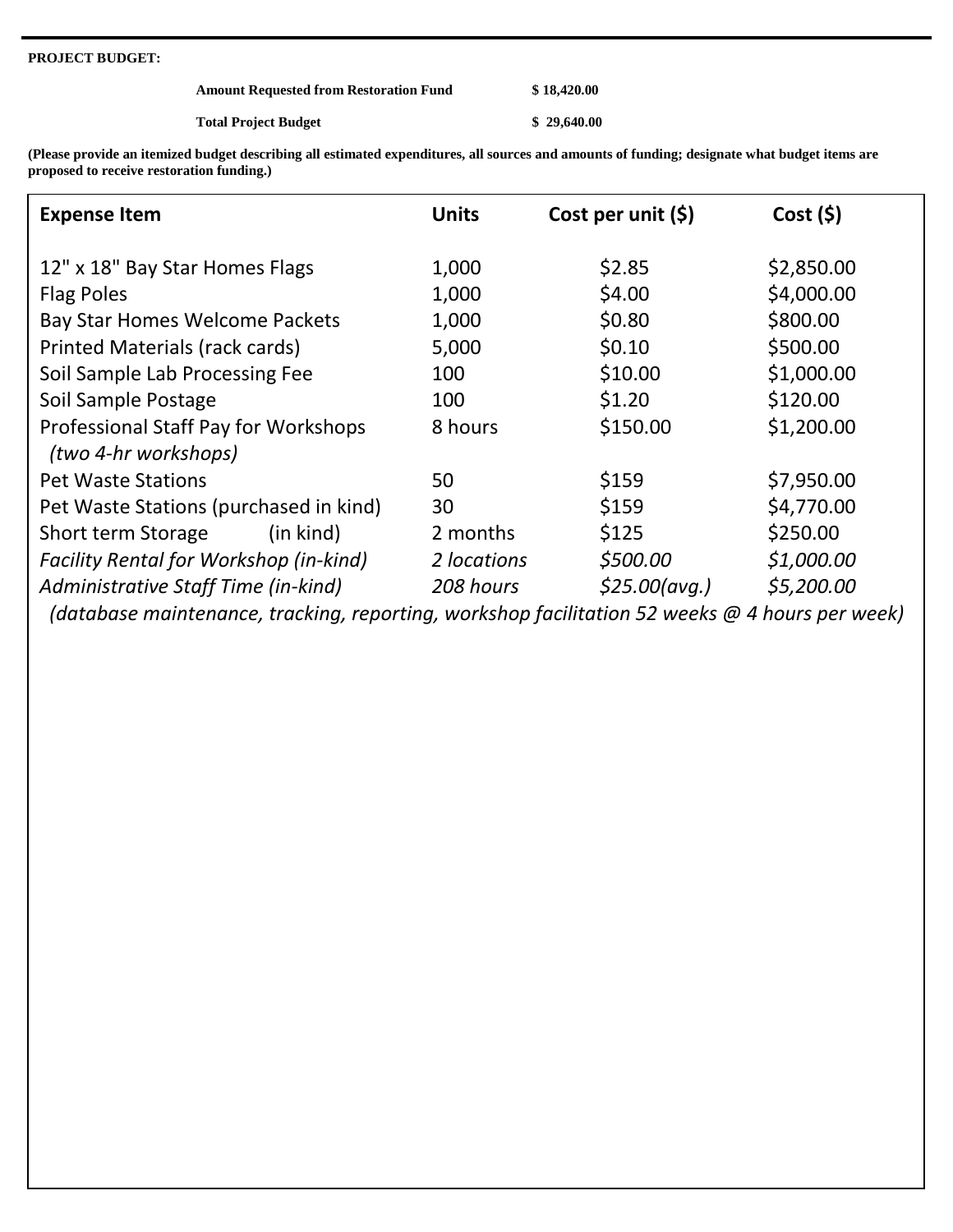**PROJECT BUDGET:**

**Amount Requested from Restoration Fund** **$ 18,420.00**

**Total Project Budget** **$ 29,640.00**

**(Please provide an itemized budget describing all estimated expenditures, all sources and amounts of funding; designate what budget items are proposed to receive restoration funding.)**

| **Expense Item** | **Units** | **Cost per unit ($)** | **Cost ($)** |
|---|---|---|---|
| 12" x 18" Bay Star Homes Flags | 1,000 | $2.85 | $2,850.00 |
| Flag Poles | 1,000 | $4.00 | $4,000.00 |
| Bay Star Homes Welcome Packets | 1,000 | $0.80 | $800.00 |
| Printed Materials (rack cards) | 5,000 | $0.10 | $500.00 |
| Soil Sample Lab Processing Fee | 100 | $10.00 | $1,000.00 |
| Soil Sample Postage | 100 | $1.20 | $120.00 |
| Professional Staff Pay for Workshops *(two 4-hr workshops)* | 8 hours | $150.00 | $1,200.00 |
| Pet Waste Stations | 50 | $159 | $7,950.00 |
| Pet Waste Stations (purchased in kind) | 30 | $159 | $4,770.00 |
| Short term Storage (in kind) | 2 months | $125 | $250.00 |
| *Facility Rental for Workshop (in-kind)* | *2 locations* | *$500.00* | *$1,000.00* |
| *Administrative Staff Time (in-kind)* | *208 hours* | *$25.00(avg.)* | *$5,200.00* |

*(database maintenance, tracking, reporting, workshop facilitation 52 weeks @ 4 hours per week)*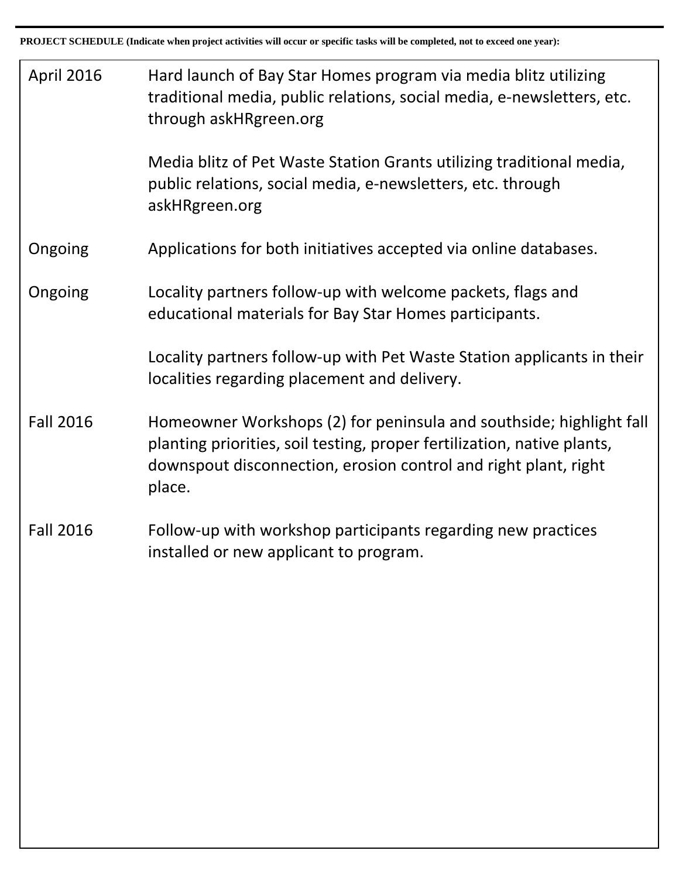**PROJECT SCHEDULE (Indicate when project activities will occur or specific tasks will be completed, not to exceed one year):**

| | |
|---|---|
| April 2016 | Hard launch of Bay Star Homes program via media blitz utilizing traditional media, public relations, social media, e-newsletters, etc. through askHRgreen.org |
| | Media blitz of Pet Waste Station Grants utilizing traditional media, public relations, social media, e-newsletters, etc. through askHRgreen.org |
| Ongoing | Applications for both initiatives accepted via online databases. |
| Ongoing | Locality partners follow-up with welcome packets, flags and educational materials for Bay Star Homes participants. |
| | Locality partners follow-up with Pet Waste Station applicants in their localities regarding placement and delivery. |
| Fall 2016 | Homeowner Workshops (2) for peninsula and southside; highlight fall planting priorities, soil testing, proper fertilization, native plants, downspout disconnection, erosion control and right plant, right place. |
| Fall 2016 | Follow-up with workshop participants regarding new practices installed or new applicant to program. |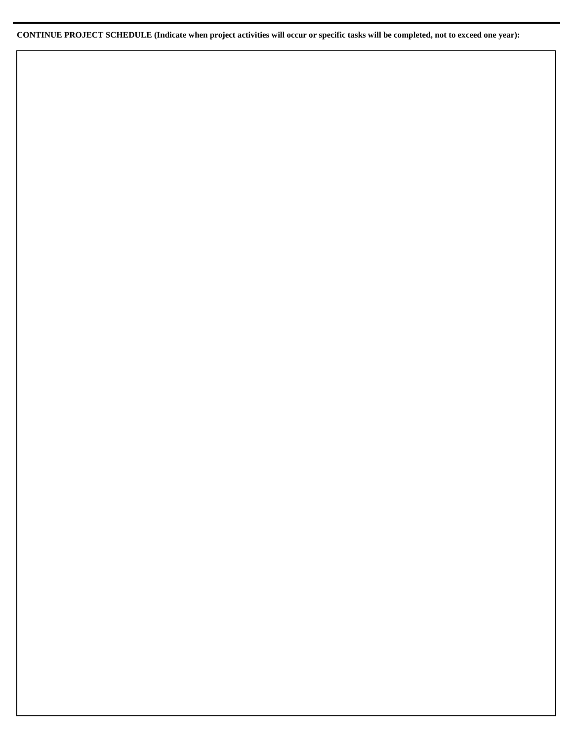**CONTINUE PROJECT SCHEDULE (Indicate when project activities will occur or specific tasks will be completed, not to exceed one year):**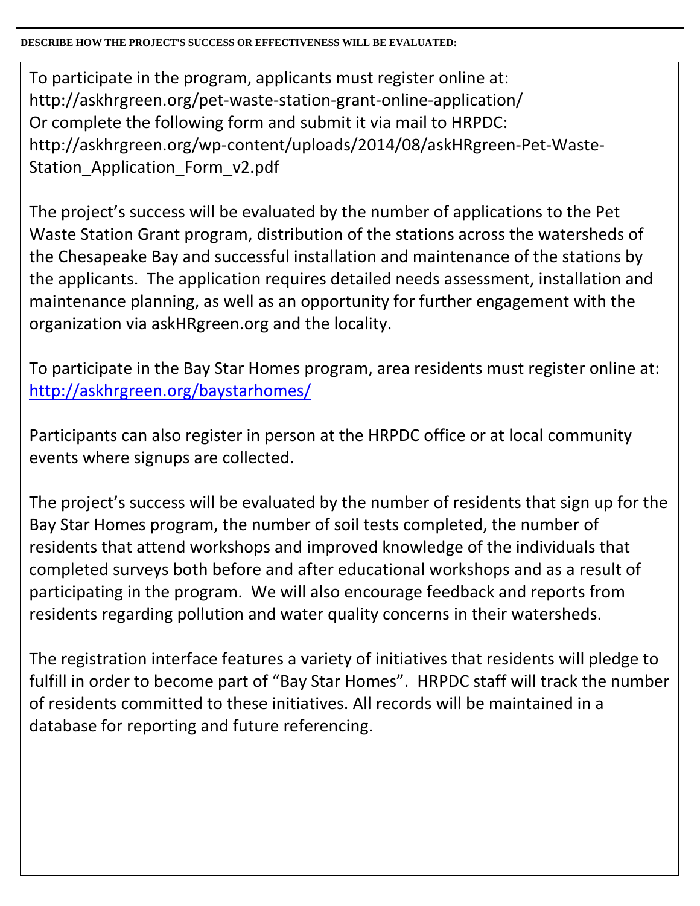**DESCRIBE HOW THE PROJECT'S SUCCESS OR EFFECTIVENESS WILL BE EVALUATED:**

To participate in the program, applicants must register online at:
http://askhrgreen.org/pet-waste-station-grant-online-application/
Or complete the following form and submit it via mail to HRPDC:
http://askhrgreen.org/wp-content/uploads/2014/08/askHRgreen-Pet-Waste-Station_Application_Form_v2.pdf

The project's success will be evaluated by the number of applications to the Pet Waste Station Grant program, distribution of the stations across the watersheds of the Chesapeake Bay and successful installation and maintenance of the stations by the applicants. The application requires detailed needs assessment, installation and maintenance planning, as well as an opportunity for further engagement with the organization via askHRgreen.org and the locality.

To participate in the Bay Star Homes program, area residents must register online at: http://askhrgreen.org/baystarhomes/

Participants can also register in person at the HRPDC office or at local community events where signups are collected.

The project's success will be evaluated by the number of residents that sign up for the Bay Star Homes program, the number of soil tests completed, the number of residents that attend workshops and improved knowledge of the individuals that completed surveys both before and after educational workshops and as a result of participating in the program. We will also encourage feedback and reports from residents regarding pollution and water quality concerns in their watersheds.

The registration interface features a variety of initiatives that residents will pledge to fulfill in order to become part of "Bay Star Homes". HRPDC staff will track the number of residents committed to these initiatives. All records will be maintained in a database for reporting and future referencing.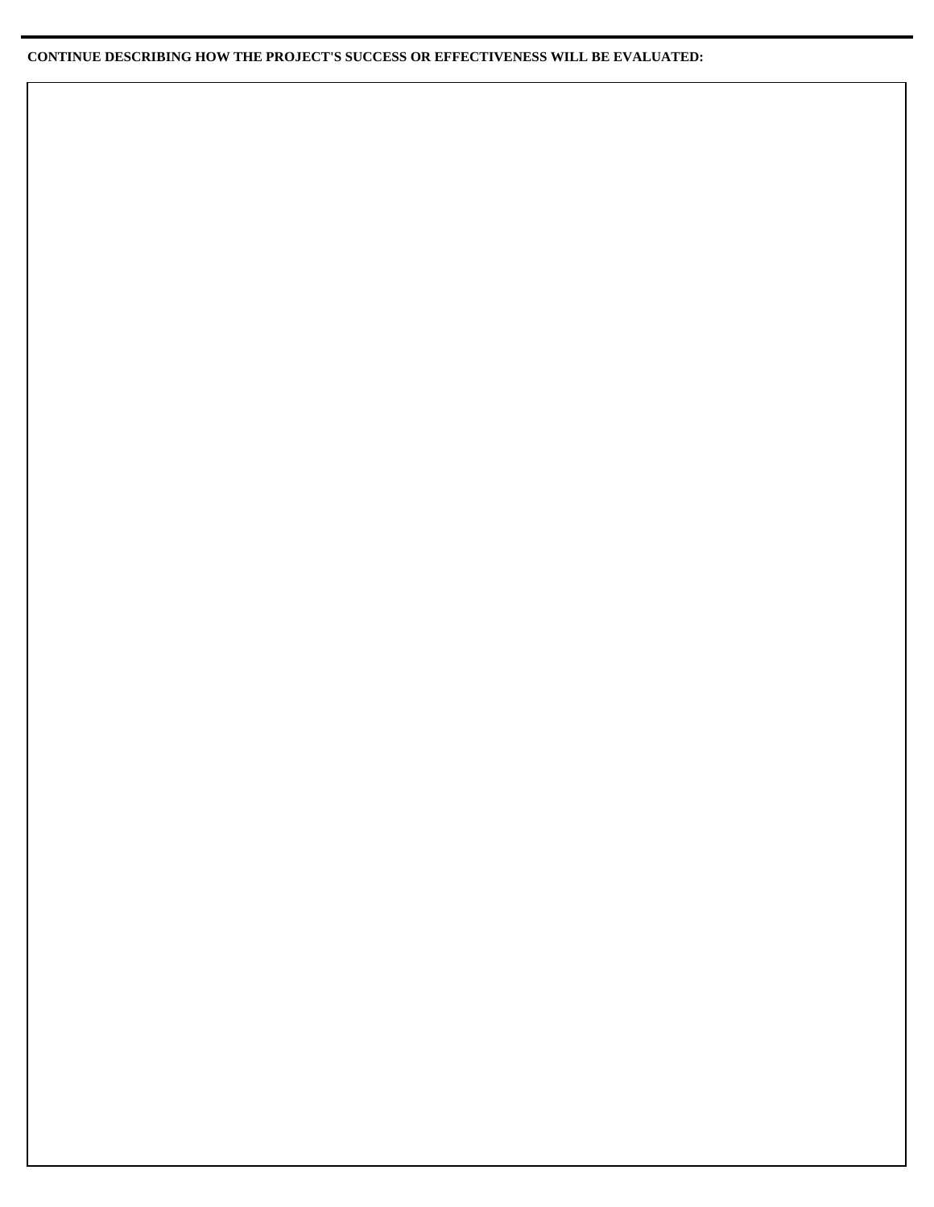**CONTINUE DESCRIBING HOW THE PROJECT'S SUCCESS OR EFFECTIVENESS WILL BE EVALUATED:**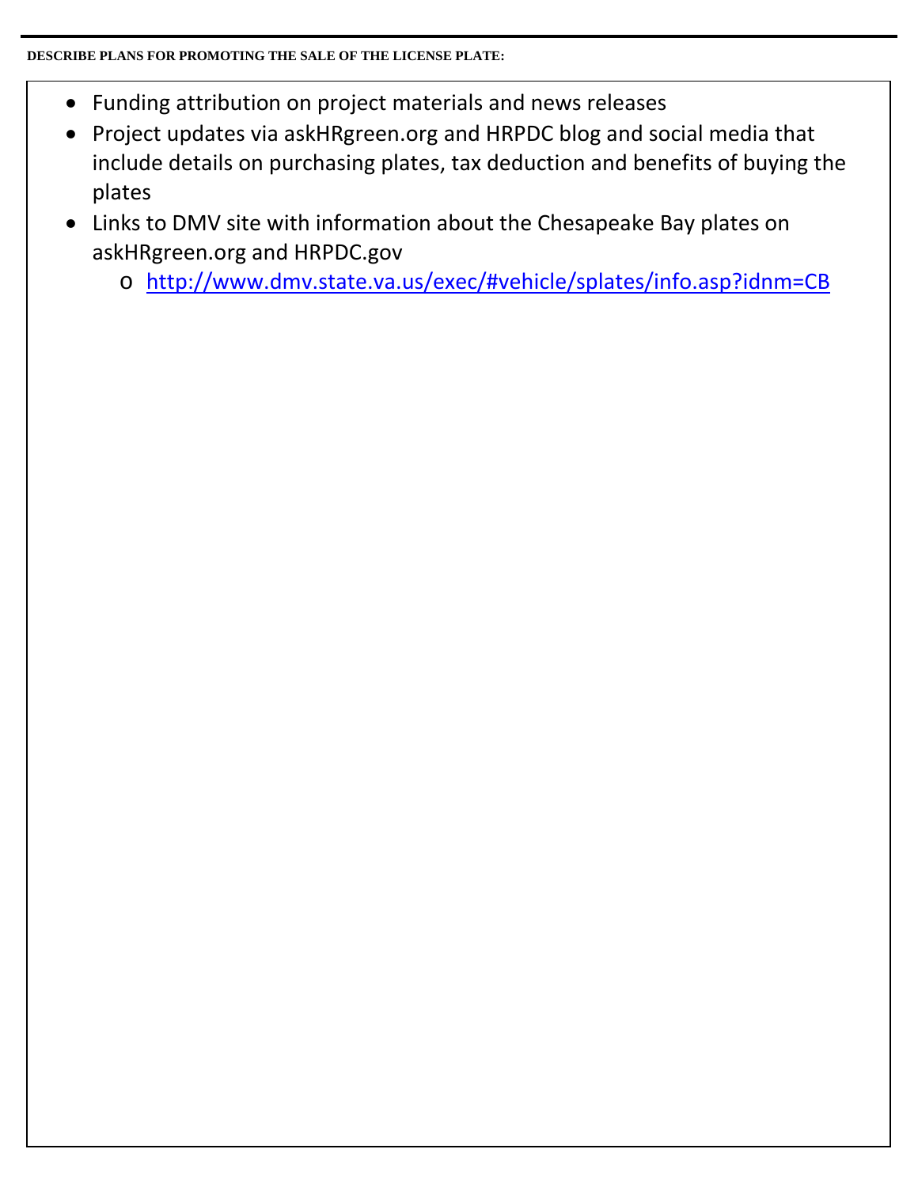**DESCRIBE PLANS FOR PROMOTING THE SALE OF THE LICENSE PLATE:**

- Funding attribution on project materials and news releases
- Project updates via askHRgreen.org and HRPDC blog and social media that include details on purchasing plates, tax deduction and benefits of buying the plates
- Links to DMV site with information about the Chesapeake Bay plates on askHRgreen.org and HRPDC.gov
    - http://www.dmv.state.va.us/exec/#vehicle/splates/info.asp?idnm=CB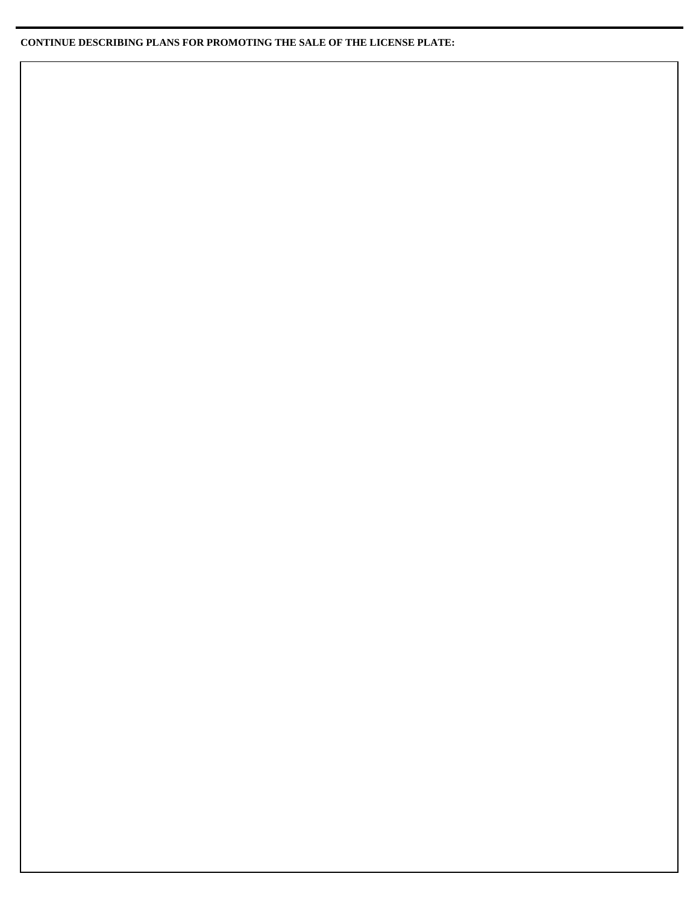**CONTINUE DESCRIBING PLANS FOR PROMOTING THE SALE OF THE LICENSE PLATE:**